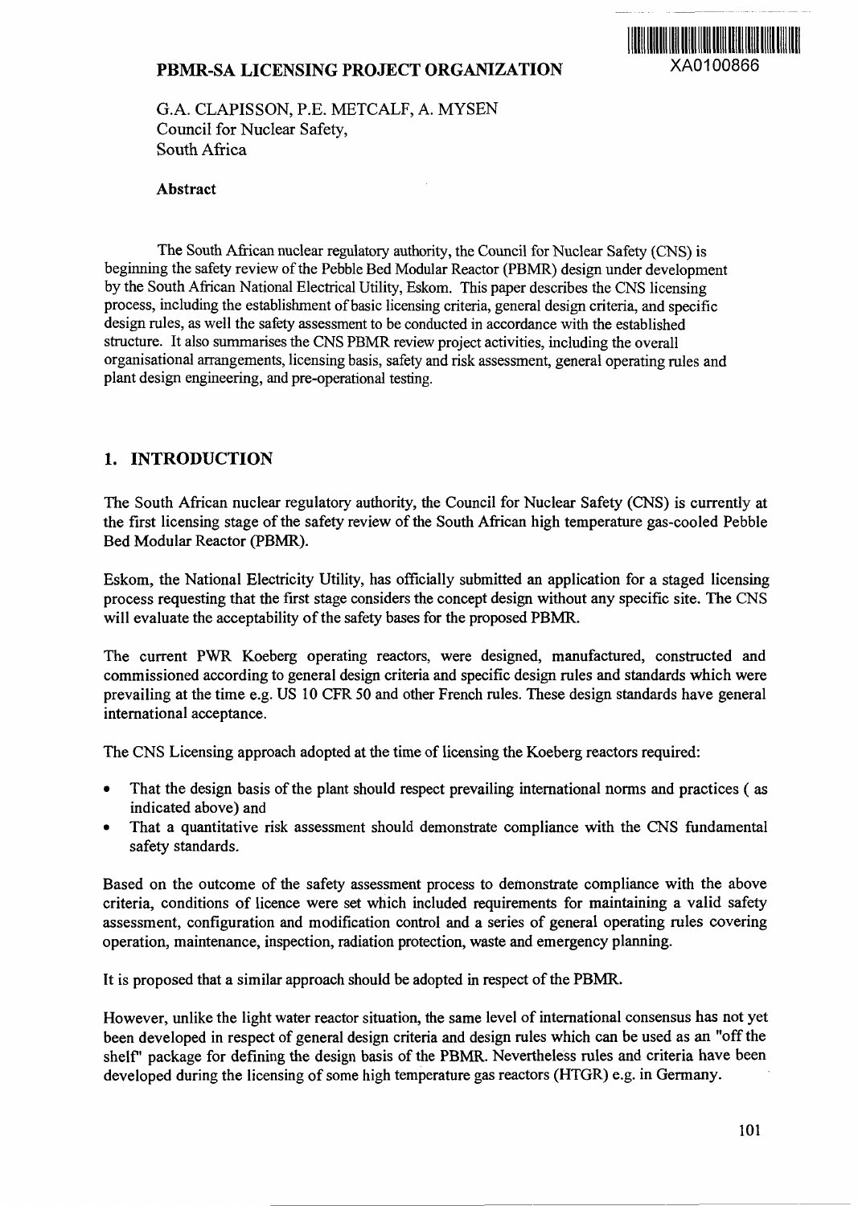# PBMR-SA LICENSING PROJECT ORGANIZATION

XA0100866

G.A. CLAPISSON, P.E. METCALF, A. MYSEN
Council for Nuclear Safety,
South Africa

**Abstract**

The South African nuclear regulatory authority, the Council for Nuclear Safety (CNS) is beginning the safety review of the Pebble Bed Modular Reactor (PBMR) design under development by the South African National Electrical Utility, Eskom. This paper describes the CNS licensing process, including the establishment of basic licensing criteria, general design criteria, and specific design rules, as well the safety assessment to be conducted in accordance with the established structure. It also summarises the CNS PBMR review project activities, including the overall organisational arrangements, licensing basis, safety and risk assessment, general operating rules and plant design engineering, and pre-operational testing.

## 1. INTRODUCTION

The South African nuclear regulatory authority, the Council for Nuclear Safety (CNS) is currently at the first licensing stage of the safety review of the South African high temperature gas-cooled Pebble Bed Modular Reactor (PBMR).

Eskom, the National Electricity Utility, has officially submitted an application for a staged licensing process requesting that the first stage considers the concept design without any specific site. The CNS will evaluate the acceptability of the safety bases for the proposed PBMR.

The current PWR Koeberg operating reactors, were designed, manufactured, constructed and commissioned according to general design criteria and specific design rules and standards which were prevailing at the time e.g. US 10 CFR 50 and other French rules. These design standards have general international acceptance.

The CNS Licensing approach adopted at the time of licensing the Koeberg reactors required:

- That the design basis of the plant should respect prevailing international norms and practices ( as indicated above) and
- That a quantitative risk assessment should demonstrate compliance with the CNS fundamental safety standards.

Based on the outcome of the safety assessment process to demonstrate compliance with the above criteria, conditions of licence were set which included requirements for maintaining a valid safety assessment, configuration and modification control and a series of general operating rules covering operation, maintenance, inspection, radiation protection, waste and emergency planning.

It is proposed that a similar approach should be adopted in respect of the PBMR.

However, unlike the light water reactor situation, the same level of international consensus has not yet been developed in respect of general design criteria and design rules which can be used as an "off the shelf" package for defining the design basis of the PBMR. Nevertheless rules and criteria have been developed during the licensing of some high temperature gas reactors (HTGR) e.g. in Germany.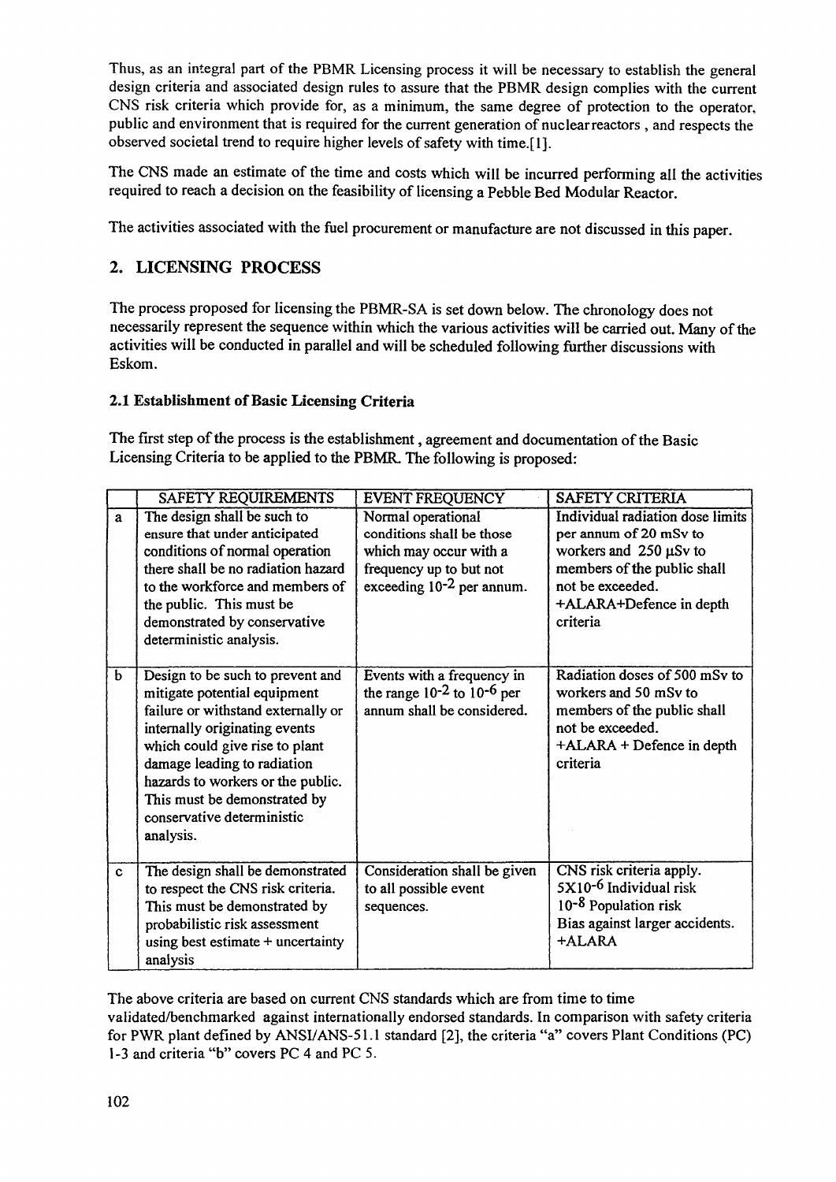Thus, as an integral part of the PBMR Licensing process it will be necessary to establish the general design criteria and associated design rules to assure that the PBMR design complies with the current CNS risk criteria which provide for, as a minimum, the same degree of protection to the operator, public and environment that is required for the current generation of nuclear reactors , and respects the observed societal trend to require higher levels of safety with time.[1].

The CNS made an estimate of the time and costs which will be incurred performing all the activities required to reach a decision on the feasibility of licensing a Pebble Bed Modular Reactor.

The activities associated with the fuel procurement or manufacture are not discussed in this paper.

## 2. LICENSING PROCESS

The process proposed for licensing the PBMR-SA is set down below. The chronology does not necessarily represent the sequence within which the various activities will be carried out. Many of the activities will be conducted in parallel and will be scheduled following further discussions with Eskom.

### 2.1 Establishment of Basic Licensing Criteria

The first step of the process is the establishment , agreement and documentation of the Basic Licensing Criteria to be applied to the PBMR. The following is proposed:

| | SAFETY REQUIREMENTS | EVENT FREQUENCY | SAFETY CRITERIA |
|---|---|---|---|
| a | The design shall be such to ensure that under anticipated conditions of normal operation there shall be no radiation hazard to the workforce and members of the public. This must be demonstrated by conservative deterministic analysis. | Normal operational conditions shall be those which may occur with a frequency up to but not exceeding $10^{-2}$ per annum. | Individual radiation dose limits per annum of 20 mSv to workers and 250 μSv to members of the public shall not be exceeded. +ALARA+Defence in depth criteria |
| b | Design to be such to prevent and mitigate potential equipment failure or withstand externally or internally originating events which could give rise to plant damage leading to radiation hazards to workers or the public. This must be demonstrated by conservative deterministic analysis. | Events with a frequency in the range $10^{-2}$ to $10^{-6}$ per annum shall be considered. | Radiation doses of 500 mSv to workers and 50 mSv to members of the public shall not be exceeded. +ALARA + Defence in depth criteria |
| c | The design shall be demonstrated to respect the CNS risk criteria. This must be demonstrated by probabilistic risk assessment using best estimate + uncertainty analysis | Consideration shall be given to all possible event sequences. | CNS risk criteria apply. $5\times10^{-6}$ Individual risk $10^{-8}$ Population risk Bias against larger accidents. +ALARA |

The above criteria are based on current CNS standards which are from time to time validated/benchmarked against internationally endorsed standards. In comparison with safety criteria for PWR plant defined by ANSI/ANS-51.1 standard [2], the criteria "a" covers Plant Conditions (PC) 1-3 and criteria "b" covers PC 4 and PC 5.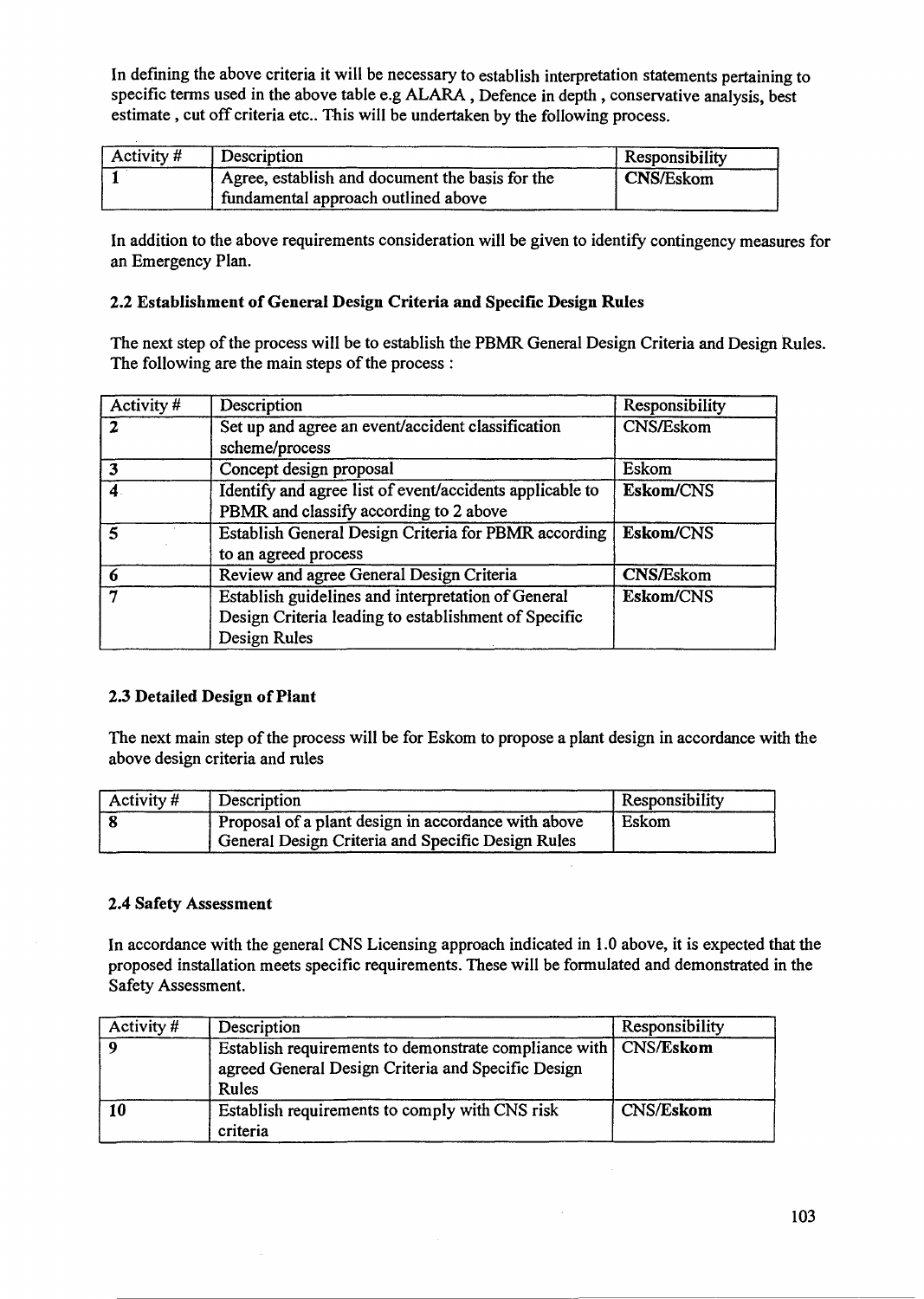In defining the above criteria it will be necessary to establish interpretation statements pertaining to specific terms used in the above table e.g ALARA , Defence in depth , conservative analysis, best estimate , cut off criteria etc.. This will be undertaken by the following process.

| Activity # | Description | Responsibility |
|---|---|---|
| 1 | Agree, establish and document the basis for the fundamental approach outlined above | **CNS/Eskom** |

In addition to the above requirements consideration will be given to identify contingency measures for an Emergency Plan.

### 2.2 Establishment of General Design Criteria and Specific Design Rules

The next step of the process will be to establish the PBMR General Design Criteria and Design Rules. The following are the main steps of the process :

| Activity # | Description | Responsibility |
|---|---|---|
| **2** | Set up and agree an event/accident classification scheme/process | CNS/Eskom |
| **3** | Concept design proposal | Eskom |
| **4** | Identify and agree list of event/accidents applicable to PBMR and classify according to 2 above | **Eskom/CNS** |
| **5** | Establish General Design Criteria for PBMR according to an agreed process | **Eskom/CNS** |
| **6** | Review and agree General Design Criteria | CNS/Eskom |
| **7** | Establish guidelines and interpretation of General Design Criteria leading to establishment of Specific Design Rules | **Eskom/CNS** |

### 2.3 Detailed Design of Plant

The next main step of the process will be for Eskom to propose a plant design in accordance with the above design criteria and rules

| Activity # | Description | Responsibility |
|---|---|---|
| **8** | Proposal of a plant design in accordance with above General Design Criteria and Specific Design Rules | Eskom |

### 2.4 Safety Assessment

In accordance with the general CNS Licensing approach indicated in 1.0 above, it is expected that the proposed installation meets specific requirements. These will be formulated and demonstrated in the Safety Assessment.

| Activity # | Description | Responsibility |
|---|---|---|
| **9** | Establish requirements to demonstrate compliance with agreed General Design Criteria and Specific Design Rules | CNS/**Eskom** |
| **10** | Establish requirements to comply with CNS risk criteria | CNS/**Eskom** |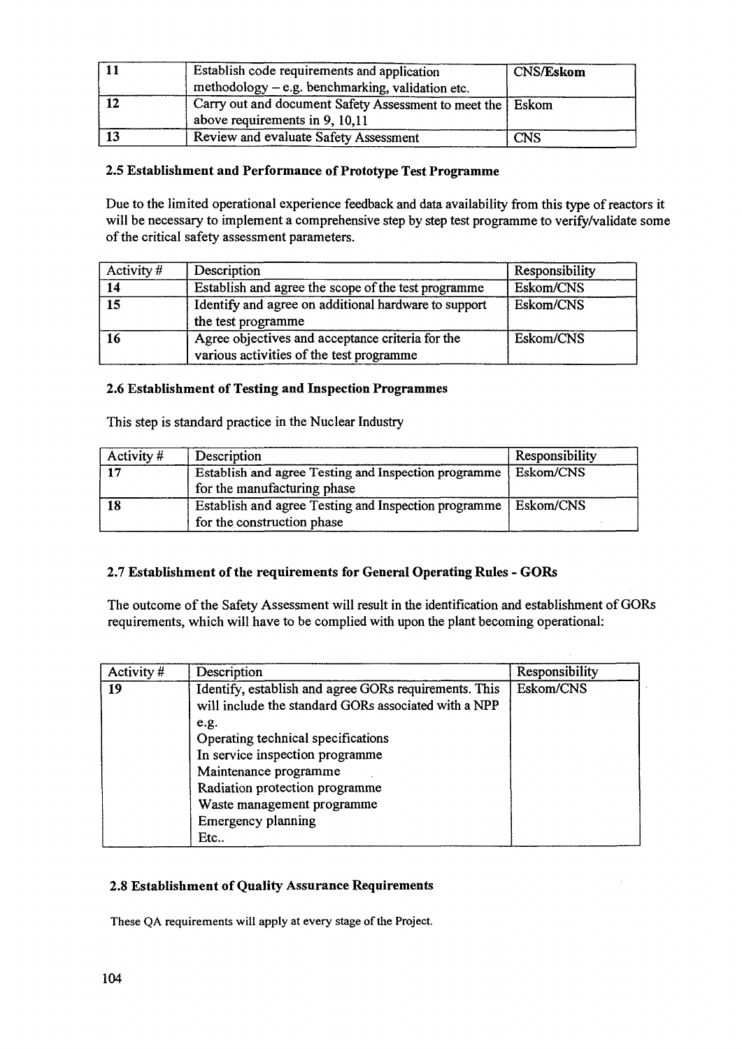| | | |
|---|---|---|
| 11 | Establish code requirements and application methodology – e.g. benchmarking, validation etc. | CNS/Eskom |
| 12 | Carry out and document Safety Assessment to meet the above requirements in 9, 10,11 | Eskom |
| 13 | Review and evaluate Safety Assessment | CNS |

### 2.5 Establishment and Performance of Prototype Test Programme

Due to the limited operational experience feedback and data availability from this type of reactors it will be necessary to implement a comprehensive step by step test programme to verify/validate some of the critical safety assessment parameters.

| Activity # | Description | Responsibility |
|---|---|---|
| 14 | Establish and agree the scope of the test programme | Eskom/CNS |
| 15 | Identify and agree on additional hardware to support the test programme | Eskom/CNS |
| 16 | Agree objectives and acceptance criteria for the various activities of the test programme | Eskom/CNS |

### 2.6 Establishment of Testing and Inspection Programmes

This step is standard practice in the Nuclear Industry

| Activity # | Description | Responsibility |
|---|---|---|
| 17 | Establish and agree Testing and Inspection programme for the manufacturing phase | Eskom/CNS |
| 18 | Establish and agree Testing and Inspection programme for the construction phase | Eskom/CNS |

### 2.7 Establishment of the requirements for General Operating Rules - GORs

The outcome of the Safety Assessment will result in the identification and establishment of GORs requirements, which will have to be complied with upon the plant becoming operational:

| Activity # | Description | Responsibility |
|---|---|---|
| 19 | Identify, establish and agree GORs requirements. This will include the standard GORs associated with a NPP e.g.<br>Operating technical specifications<br>In service inspection programme<br>Maintenance programme<br>Radiation protection programme<br>Waste management programme<br>Emergency planning<br>Etc.. | Eskom/CNS |

### 2.8 Establishment of Quality Assurance Requirements

These QA requirements will apply at every stage of the Project.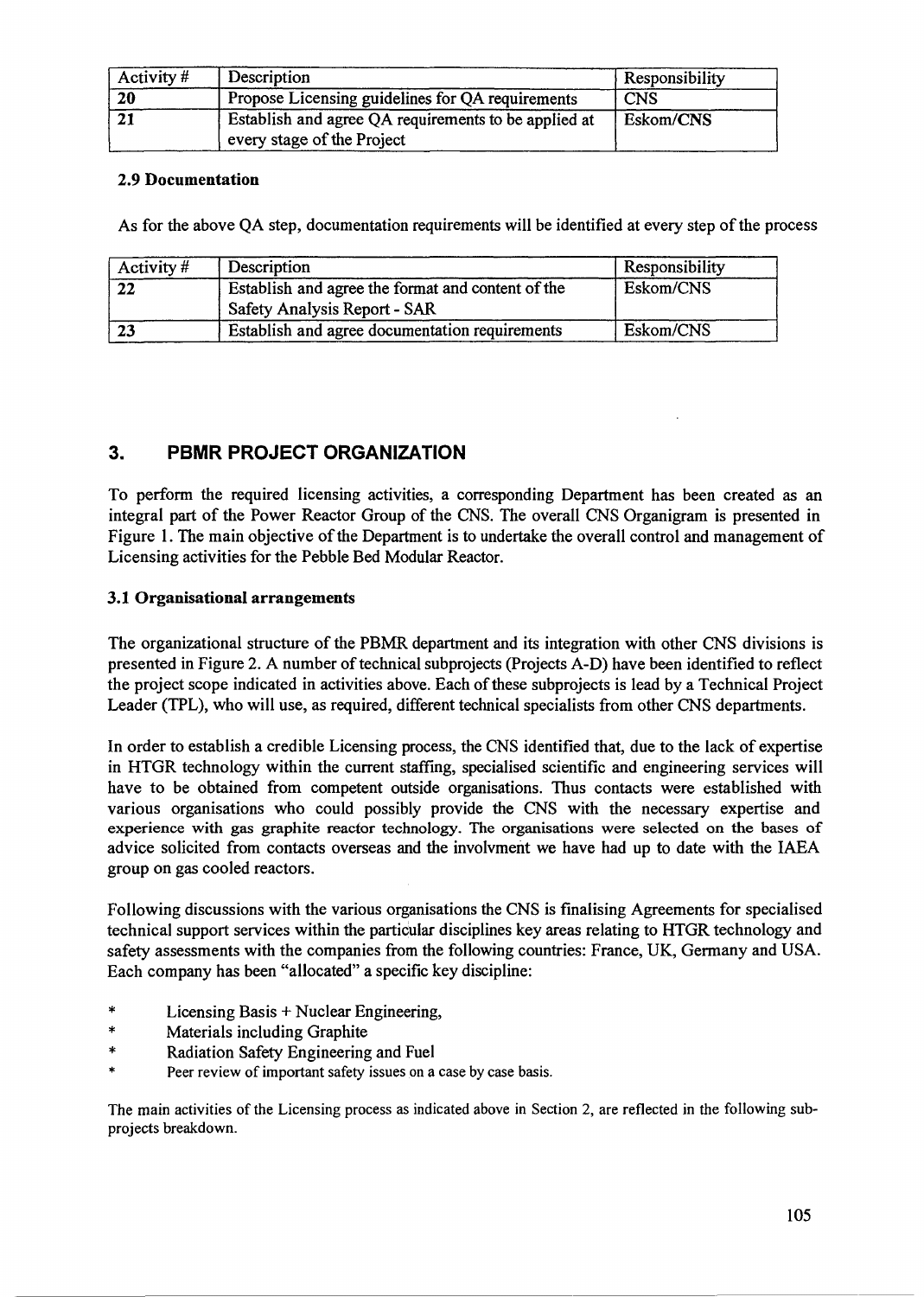| Activity # | Description | Responsibility |
|---|---|---|
| **20** | Propose Licensing guidelines for QA requirements | CNS |
| **21** | Establish and agree QA requirements to be applied at every stage of the Project | Eskom/**CNS** |

### 2.9 Documentation

As for the above QA step, documentation requirements will be identified at every step of the process

| Activity # | Description | Responsibility |
|---|---|---|
| **22** | Establish and agree the format and content of the Safety Analysis Report - SAR | Eskom/CNS |
| **23** | Establish and agree documentation requirements | Eskom/CNS |

## 3. PBMR PROJECT ORGANIZATION

To perform the required licensing activities, a corresponding Department has been created as an integral part of the Power Reactor Group of the CNS. The overall CNS Organigram is presented in Figure 1. The main objective of the Department is to undertake the overall control and management of Licensing activities for the Pebble Bed Modular Reactor.

### 3.1 Organisational arrangements

The organizational structure of the PBMR department and its integration with other CNS divisions is presented in Figure 2. A number of technical subprojects (Projects A-D) have been identified to reflect the project scope indicated in activities above. Each of these subprojects is lead by a Technical Project Leader (TPL), who will use, as required, different technical specialists from other CNS departments.

In order to establish a credible Licensing process, the CNS identified that, due to the lack of expertise in HTGR technology within the current staffing, specialised scientific and engineering services will have to be obtained from competent outside organisations. Thus contacts were established with various organisations who could possibly provide the CNS with the necessary expertise and experience with gas graphite reactor technology. The organisations were selected on the bases of advice solicited from contacts overseas and the involvment we have had up to date with the IAEA group on gas cooled reactors.

Following discussions with the various organisations the CNS is finalising Agreements for specialised technical support services within the particular disciplines key areas relating to HTGR technology and safety assessments with the companies from the following countries: France, UK, Germany and USA. Each company has been "allocated" a specific key discipline:

* Licensing Basis + Nuclear Engineering,
* Materials including Graphite
* Radiation Safety Engineering and Fuel
* Peer review of important safety issues on a case by case basis.

The main activities of the Licensing process as indicated above in Section 2, are reflected in the following sub-projects breakdown.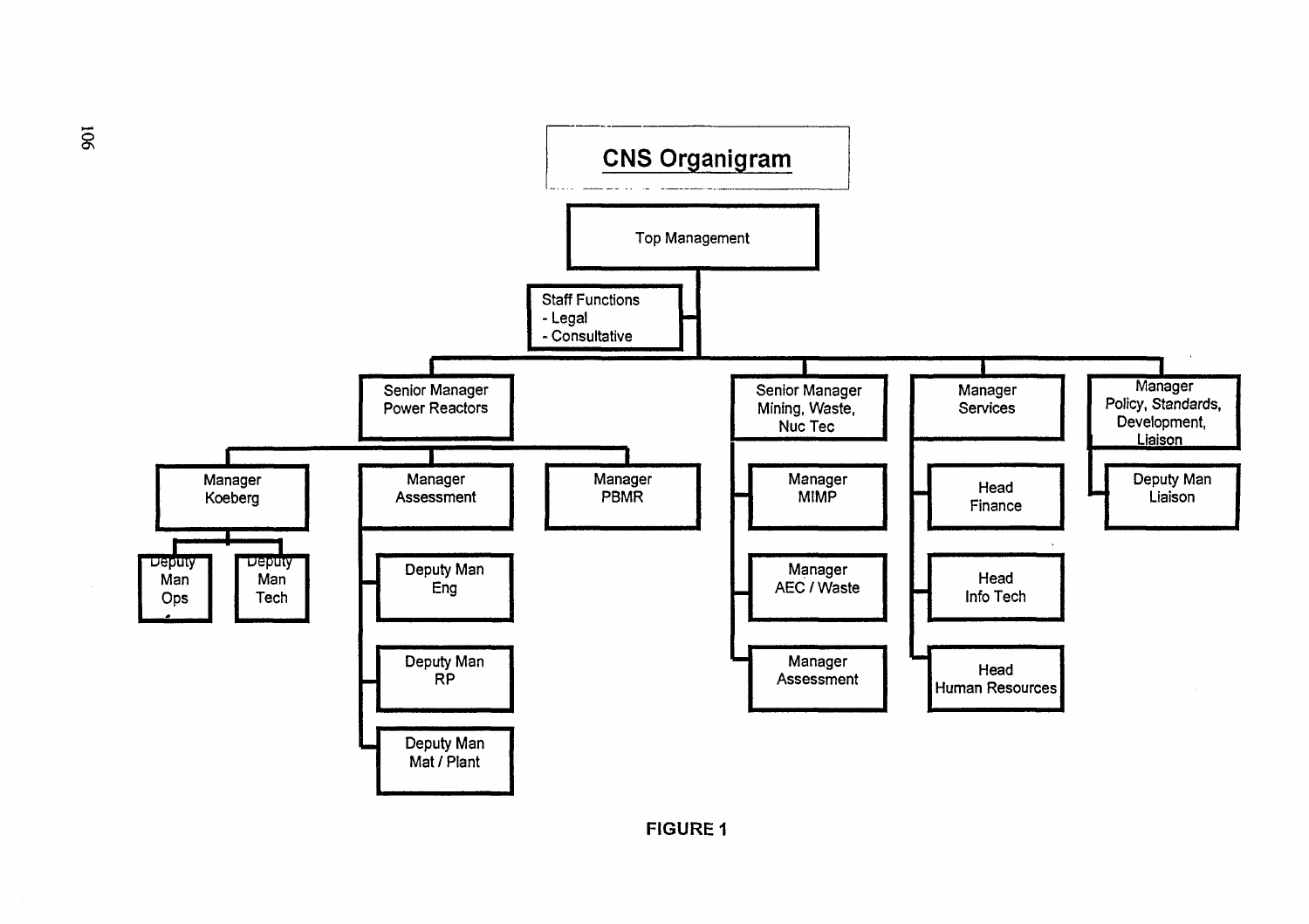## CNS Organigram

- Top Management
  - Staff Functions
    - Legal
    - Consultative
  - Senior Manager Power Reactors
    - Manager Koeberg
      - Deputy Man Ops
      - Deputy Man Tech
    - Manager Assessment
      - Deputy Man Eng
      - Deputy Man RP
      - Deputy Man Mat / Plant
    - Manager PBMR
  - Senior Manager Mining, Waste, Nuc Tec
    - Manager MIMP
    - Manager AEC / Waste
    - Manager Assessment
  - Manager Services
    - Head Finance
    - Head Info Tech
    - Head Human Resources
  - Manager Policy, Standards, Development, Liaison
    - Deputy Man Liaison

**FIGURE 1**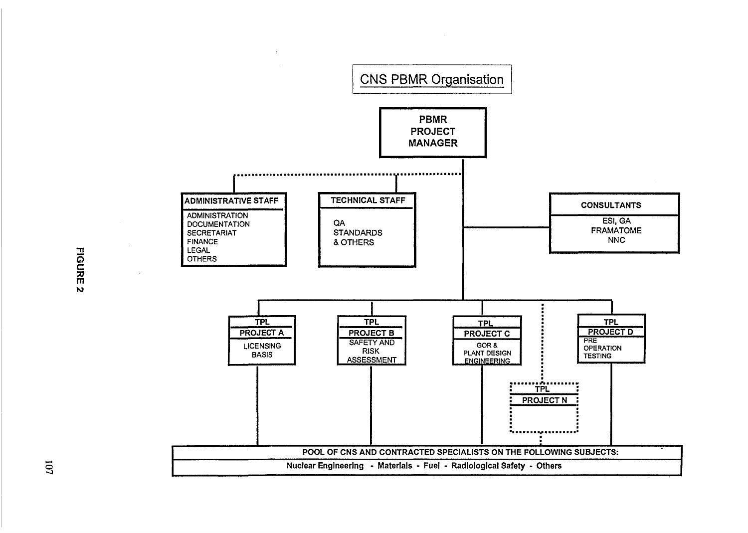## CNS PBMR Organisation

**PBMR PROJECT MANAGER**

**ADMINISTRATIVE STAFF**
- ADMINISTRATION
- DOCUMENTATION
- SECRETARIAT
- FINANCE
- LEGAL
- OTHERS

**TECHNICAL STAFF**
- QA
- STANDARDS
- & OTHERS

**CONSULTANTS**
- ESI, GA
- FRAMATOME
- NNC

**TPL – PROJECT A**: LICENSING BASIS

**TPL – PROJECT B**: SAFETY AND RISK ASSESSMENT

**TPL – PROJECT C**: GOR & PLANT DESIGN ENGINEERING

**TPL – PROJECT D**: PRE OPERATION TESTING

**TPL – PROJECT N**

**POOL OF CNS AND CONTRACTED SPECIALISTS ON THE FOLLOWING SUBJECTS:**

Nuclear Engineering - Materials - Fuel - Radiological Safety - Others

FIGURE 2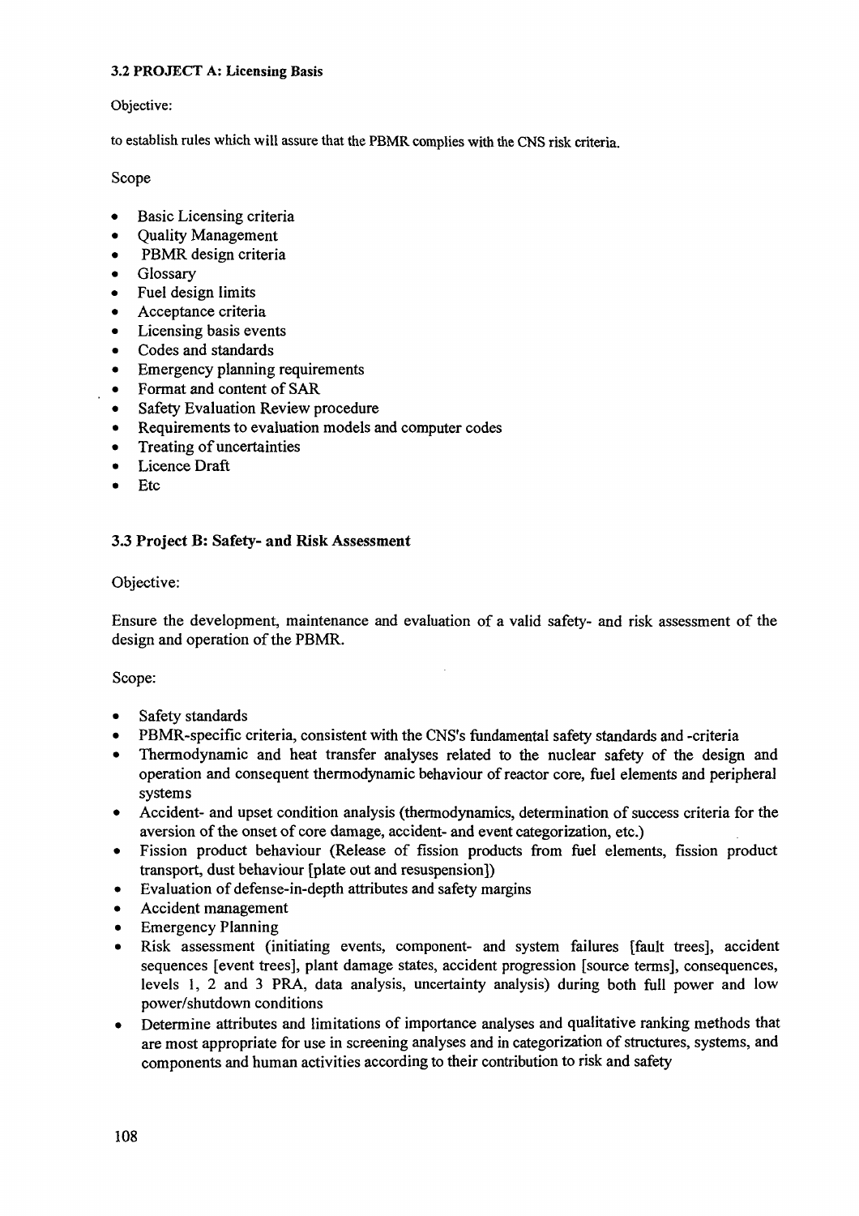### 3.2 PROJECT A: Licensing Basis

Objective:

to establish rules which will assure that the PBMR complies with the CNS risk criteria.

Scope

- Basic Licensing criteria
- Quality Management
- PBMR design criteria
- Glossary
- Fuel design limits
- Acceptance criteria
- Licensing basis events
- Codes and standards
- Emergency planning requirements
- Format and content of SAR
- Safety Evaluation Review procedure
- Requirements to evaluation models and computer codes
- Treating of uncertainties
- Licence Draft
- Etc

### 3.3 Project B: Safety- and Risk Assessment

Objective:

Ensure the development, maintenance and evaluation of a valid safety- and risk assessment of the design and operation of the PBMR.

Scope:

- Safety standards
- PBMR-specific criteria, consistent with the CNS's fundamental safety standards and -criteria
- Thermodynamic and heat transfer analyses related to the nuclear safety of the design and operation and consequent thermodynamic behaviour of reactor core, fuel elements and peripheral systems
- Accident- and upset condition analysis (thermodynamics, determination of success criteria for the aversion of the onset of core damage, accident- and event categorization, etc.)
- Fission product behaviour (Release of fission products from fuel elements, fission product transport, dust behaviour [plate out and resuspension])
- Evaluation of defense-in-depth attributes and safety margins
- Accident management
- Emergency Planning
- Risk assessment (initiating events, component- and system failures [fault trees], accident sequences [event trees], plant damage states, accident progression [source terms], consequences, levels 1, 2 and 3 PRA, data analysis, uncertainty analysis) during both full power and low power/shutdown conditions
- Determine attributes and limitations of importance analyses and qualitative ranking methods that are most appropriate for use in screening analyses and in categorization of structures, systems, and components and human activities according to their contribution to risk and safety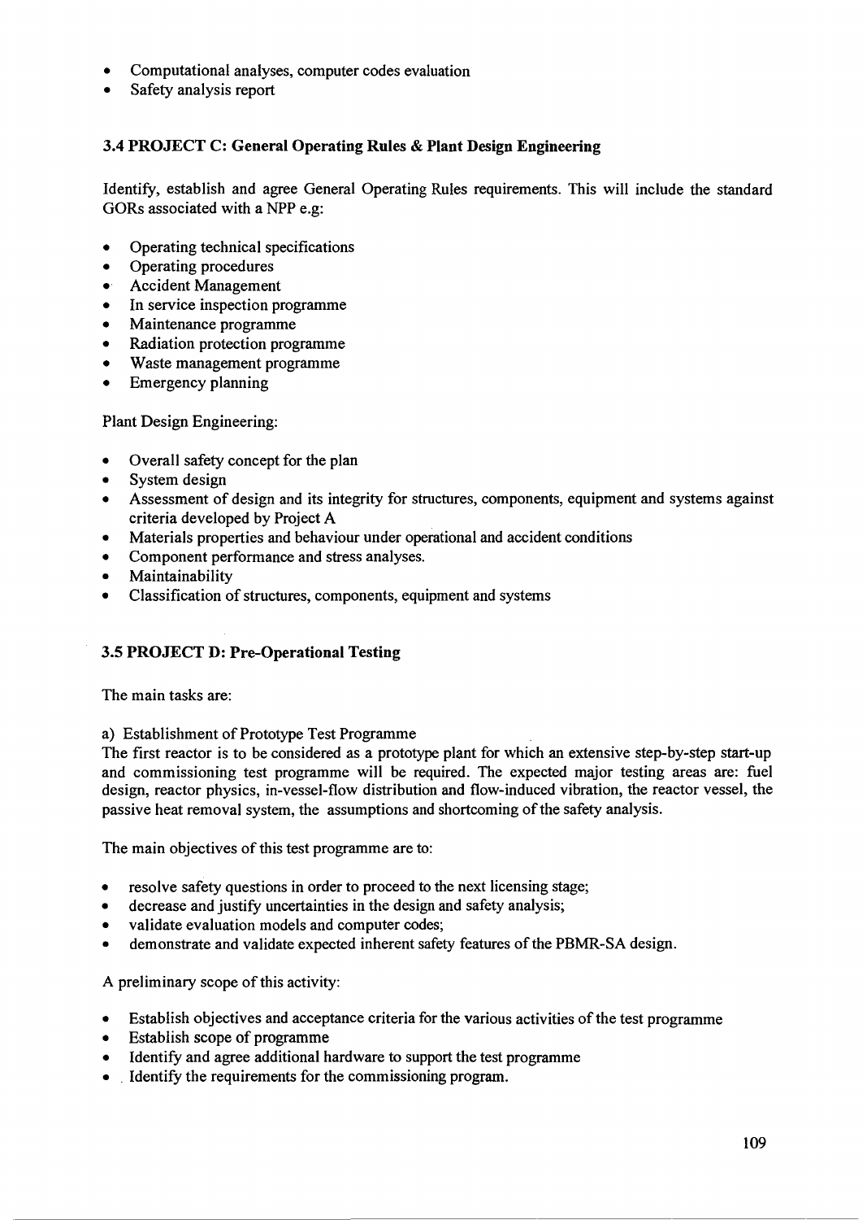- Computational analyses, computer codes evaluation
- Safety analysis report

### 3.4 PROJECT C: General Operating Rules & Plant Design Engineering

Identify, establish and agree General Operating Rules requirements. This will include the standard GORs associated with a NPP e.g:

- Operating technical specifications
- Operating procedures
- Accident Management
- In service inspection programme
- Maintenance programme
- Radiation protection programme
- Waste management programme
- Emergency planning

Plant Design Engineering:

- Overall safety concept for the plan
- System design
- Assessment of design and its integrity for structures, components, equipment and systems against criteria developed by Project A
- Materials properties and behaviour under operational and accident conditions
- Component performance and stress analyses.
- Maintainability
- Classification of structures, components, equipment and systems

### 3.5 PROJECT D: Pre-Operational Testing

The main tasks are:

a) Establishment of Prototype Test Programme
The first reactor is to be considered as a prototype plant for which an extensive step-by-step start-up and commissioning test programme will be required. The expected major testing areas are: fuel design, reactor physics, in-vessel-flow distribution and flow-induced vibration, the reactor vessel, the passive heat removal system, the assumptions and shortcoming of the safety analysis.

The main objectives of this test programme are to:

- resolve safety questions in order to proceed to the next licensing stage;
- decrease and justify uncertainties in the design and safety analysis;
- validate evaluation models and computer codes;
- demonstrate and validate expected inherent safety features of the PBMR-SA design.

A preliminary scope of this activity:

- Establish objectives and acceptance criteria for the various activities of the test programme
- Establish scope of programme
- Identify and agree additional hardware to support the test programme
- Identify the requirements for the commissioning program.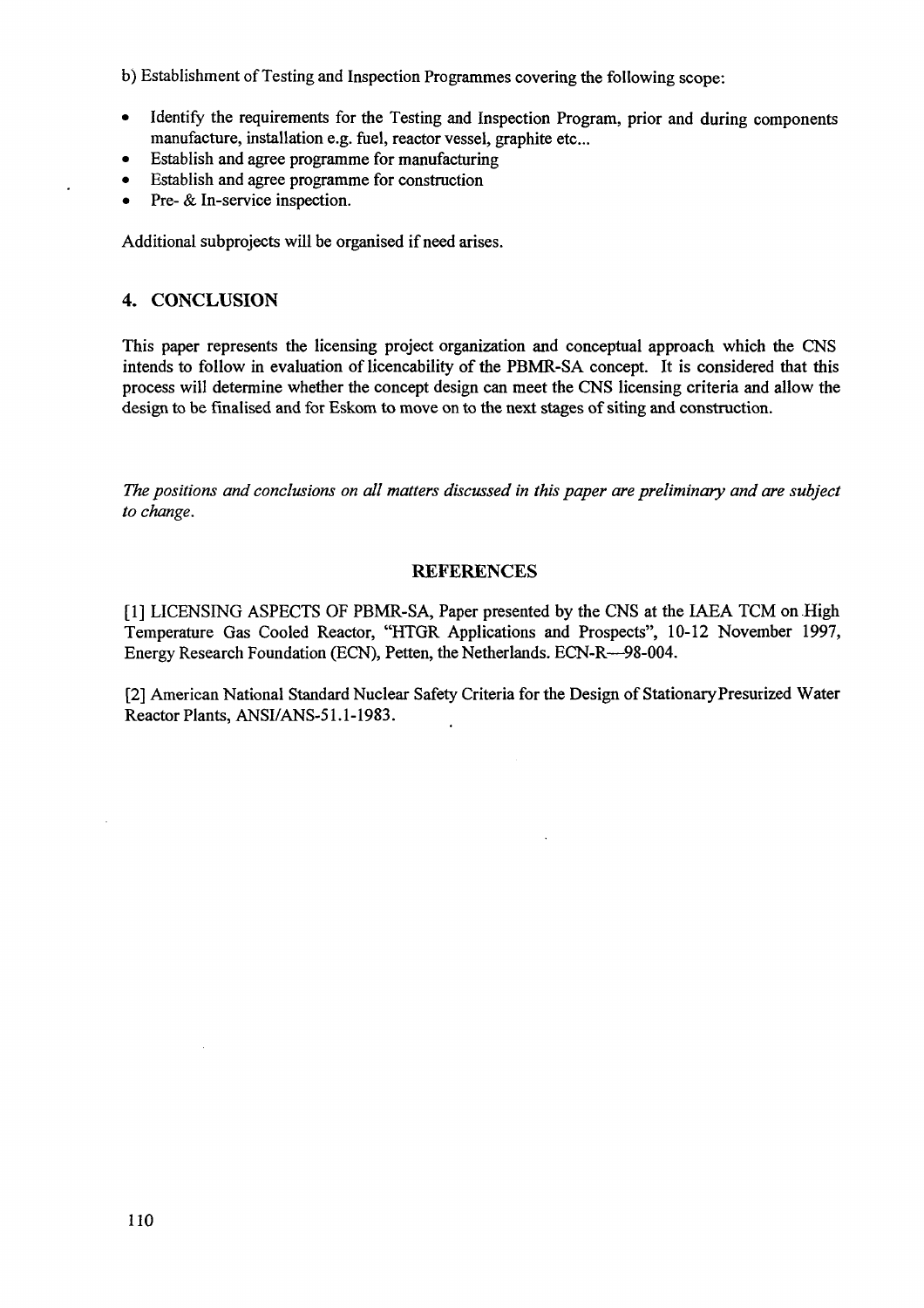b) Establishment of Testing and Inspection Programmes covering the following scope:

- Identify the requirements for the Testing and Inspection Program, prior and during components manufacture, installation e.g. fuel, reactor vessel, graphite etc...
- Establish and agree programme for manufacturing
- Establish and agree programme for construction
- Pre- & In-service inspection.

Additional subprojects will be organised if need arises.

## 4. CONCLUSION

This paper represents the licensing project organization and conceptual approach which the CNS intends to follow in evaluation of licencability of the PBMR-SA concept. It is considered that this process will determine whether the concept design can meet the CNS licensing criteria and allow the design to be finalised and for Eskom to move on to the next stages of siting and construction.

*The positions and conclusions on all matters discussed in this paper are preliminary and are subject to change.*

## REFERENCES

[1] LICENSING ASPECTS OF PBMR-SA, Paper presented by the CNS at the IAEA TCM on High Temperature Gas Cooled Reactor, "HTGR Applications and Prospects", 10-12 November 1997, Energy Research Foundation (ECN), Petten, the Netherlands. ECN-R—98-004.

[2] American National Standard Nuclear Safety Criteria for the Design of StationaryPresurized Water Reactor Plants, ANSI/ANS-51.1-1983.